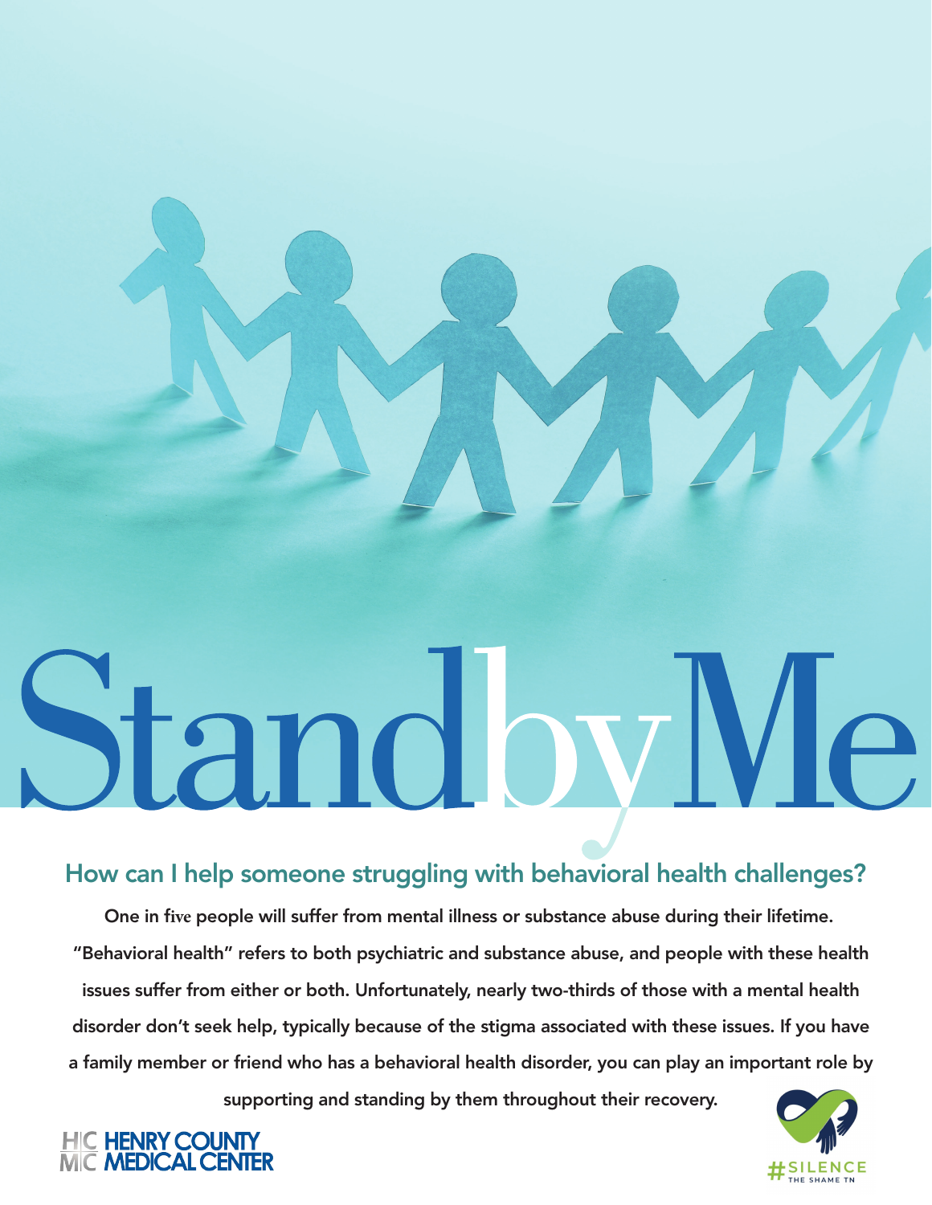# Stand by Me

## How can I help someone struggling with behavioral health challenges?

**One in five people will suffer from mental illness or substance abuse during their lifetime. "Behavioral health" refers to both psychiatric and substance abuse, and people with these health issues suffer from either or both. Unfortunately, nearly two-thirds of those with a mental health disorder don't seek help, typically because of the stigma associated with these issues. If you have a family member or friend who has a behavioral health disorder, you can play an important role by supporting and standing by them throughout their recovery.**

HENRY COUNTY MEDICAL CENTER

#SILENCE THE SHAME TN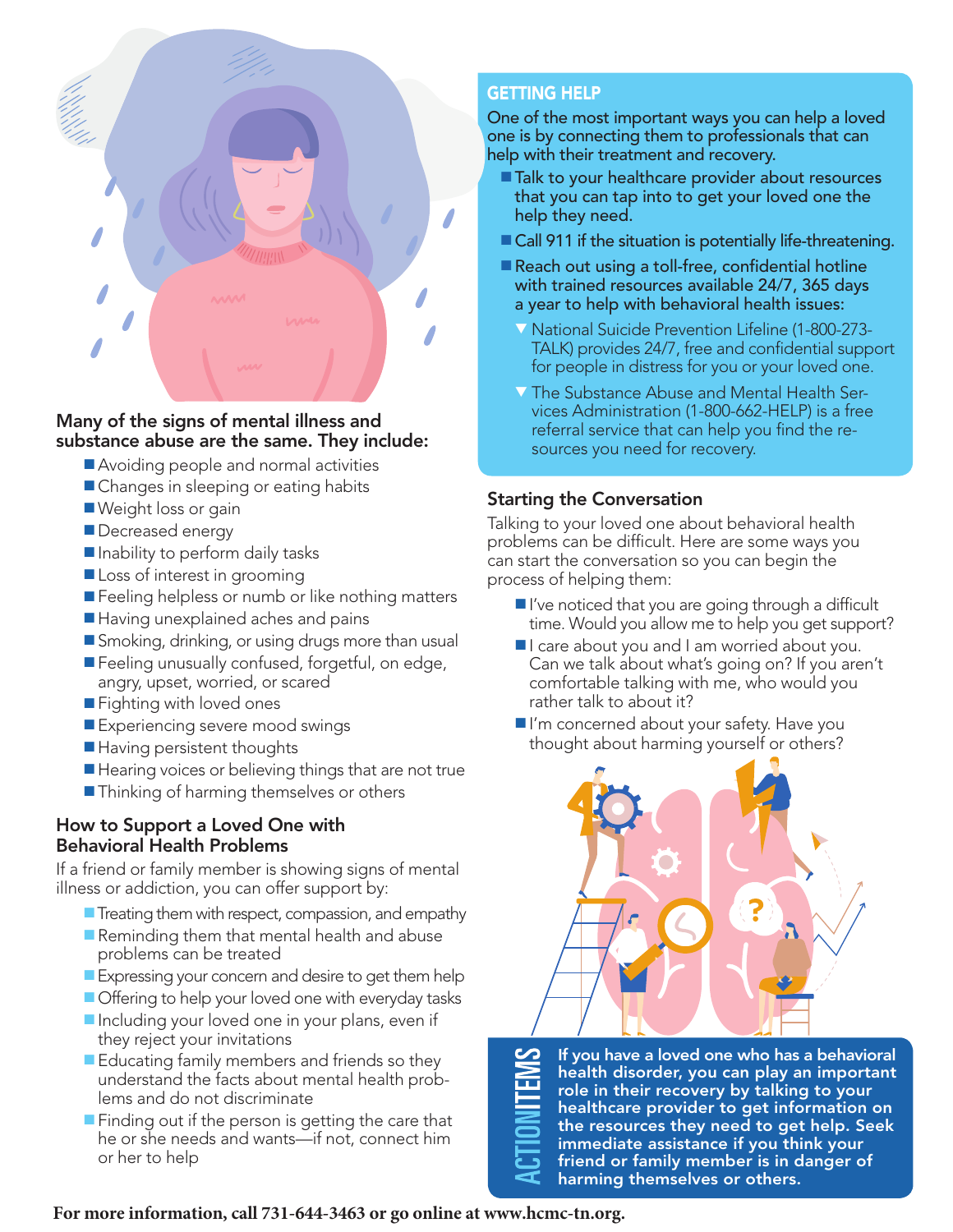## Many of the signs of mental illness and substance abuse are the same. They include:

- Avoiding people and normal activities
- Changes in sleeping or eating habits
- Weight loss or gain
- Decreased energy
- Inability to perform daily tasks
- Loss of interest in grooming
- Feeling helpless or numb or like nothing matters
- Having unexplained aches and pains
- Smoking, drinking, or using drugs more than usual
- Feeling unusually confused, forgetful, on edge, angry, upset, worried, or scared
- Fighting with loved ones
- Experiencing severe mood swings
- Having persistent thoughts
- Hearing voices or believing things that are not true
- Thinking of harming themselves or others

## How to Support a Loved One with Behavioral Health Problems

If a friend or family member is showing signs of mental illness or addiction, you can offer support by:

- Treating them with respect, compassion, and empathy
- Reminding them that mental health and abuse problems can be treated
- Expressing your concern and desire to get them help
- Offering to help your loved one with everyday tasks
- Including your loved one in your plans, even if they reject your invitations
- Educating family members and friends so they understand the facts about mental health problems and do not discriminate
- Finding out if the person is getting the care that he or she needs and wants—if not, connect him or her to help

## GETTING HELP

One of the most important ways you can help a loved one is by connecting them to professionals that can help with their treatment and recovery.

- Talk to your healthcare provider about resources that you can tap into to get your loved one the help they need.
- Call 911 if the situation is potentially life-threatening.
- Reach out using a toll-free, confidential hotline with trained resources available 24/7, 365 days a year to help with behavioral health issues:
  - National Suicide Prevention Lifeline (1-800-273-TALK) provides 24/7, free and confidential support for people in distress for you or your loved one.
  - The Substance Abuse and Mental Health Services Administration (1-800-662-HELP) is a free referral service that can help you find the resources you need for recovery.

## Starting the Conversation

Talking to your loved one about behavioral health problems can be difficult. Here are some ways you can start the conversation so you can begin the process of helping them:

- I've noticed that you are going through a difficult time. Would you allow me to help you get support?
- I care about you and I am worried about you. Can we talk about what's going on? If you aren't comfortable talking with me, who would you rather talk to about it?
- I'm concerned about your safety. Have you thought about harming yourself or others?

## ACTION ITEMS

**If you have a loved one who has a behavioral health disorder, you can play an important role in their recovery by talking to your healthcare provider to get information on the resources they need to get help. Seek immediate assistance if you think your friend or family member is in danger of harming themselves or others.**

**For more information, call 731-644-3463 or go online at www.hcmc-tn.org.**